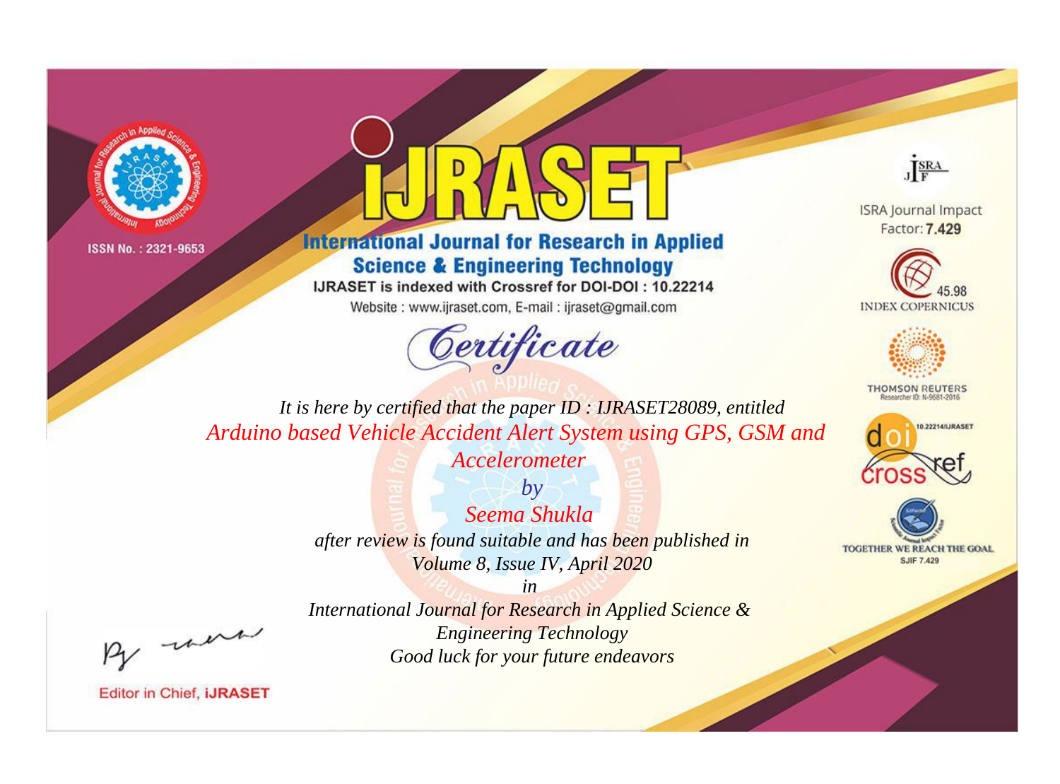ISSN No. : 2321-9653

# iJRASET

## International Journal for Research in Applied Science & Engineering Technology

IJRASET is indexed with Crossref for DOI-DOI : 10.22214

Website : www.ijraset.com, E-mail : ijraset@gmail.com

ISRA Journal Impact Factor: **7.429**

45.98 INDEX COPERNICUS

THOMSON REUTERS Researcher ID: N-9681-2016

10.22214/IJRASET

TOGETHER WE REACH THE GOAL SJIF 7.429

## *Certificate*

*It is here by certified that the paper ID : IJRASET28089, entitled*

*Arduino based Vehicle Accident Alert System using GPS, GSM and Accelerometer*

*by*

*Seema Shukla*

*after review is found suitable and has been published in*

*Volume 8, Issue IV, April 2020*

*in*

*International Journal for Research in Applied Science & Engineering Technology*

*Good luck for your future endeavors*

Editor in Chief, **iJRASET**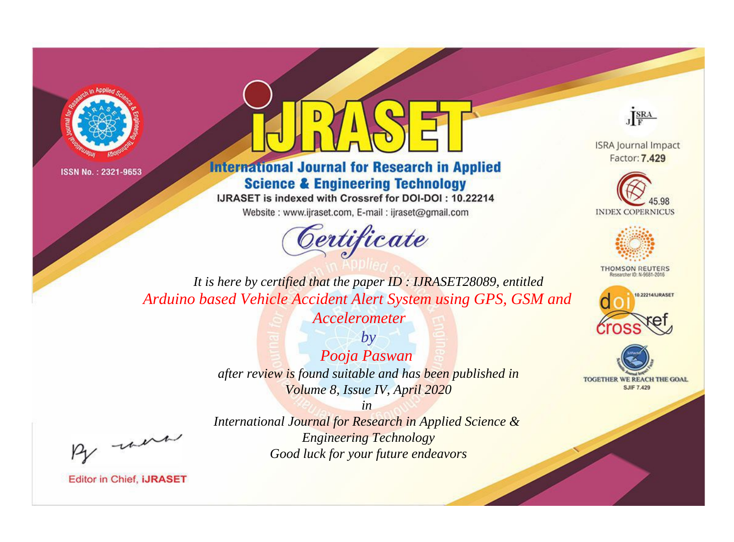ISSN No. : 2321-9653

# iJRASET

## International Journal for Research in Applied Science & Engineering Technology

IJRASET is indexed with Crossref for DOI-DOI : 10.22214

Website : www.ijraset.com, E-mail : ijraset@gmail.com

ISRA Journal Impact Factor: **7.429**

45.98 INDEX COPERNICUS

THOMSON REUTERS Researcher ID: N-9681-2016

10.22214/IJRASET

TOGETHER WE REACH THE GOAL SJIF 7.429

# *Certificate*

*It is here by certified that the paper ID : IJRASET28089, entitled*

*Arduino based Vehicle Accident Alert System using GPS, GSM and Accelerometer*

*by*

*Pooja Paswan*

*after review is found suitable and has been published in*

*Volume 8, Issue IV, April 2020*

*in*

*International Journal for Research in Applied Science & Engineering Technology*

*Good luck for your future endeavors*

Editor in Chief, **iJRASET**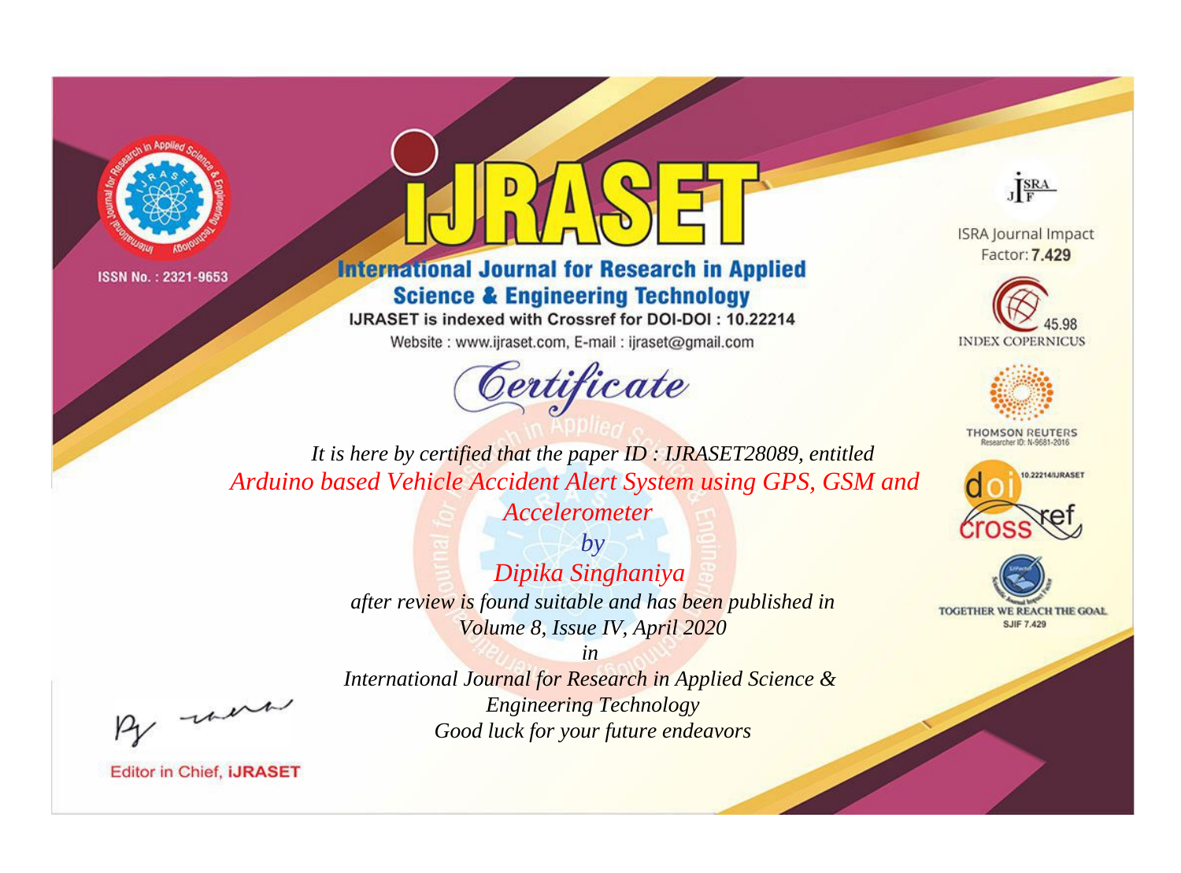ISSN No. : 2321-9653

# International Journal for Research in Applied Science & Engineering Technology

IJRASET is indexed with Crossref for DOI-DOI : 10.22214

Website : www.ijraset.com, E-mail : ijraset@gmail.com

## Certificate

*It is here by certified that the paper ID : IJRASET28089, entitled*

*Arduino based Vehicle Accident Alert System using GPS, GSM and Accelerometer*

*by*

*Dipika Singhaniya*

*after review is found suitable and has been published in*

*Volume 8, Issue IV, April 2020*

*in*

*International Journal for Research in Applied Science & Engineering Technology*

*Good luck for your future endeavors*

ISRA Journal Impact Factor: **7.429**

45.98 INDEX COPERNICUS

THOMSON REUTERS Researcher ID: N-9681-2016

10.22214/IJRASET

TOGETHER WE REACH THE GOAL SJIF 7.429

Editor in Chief, **IJRASET**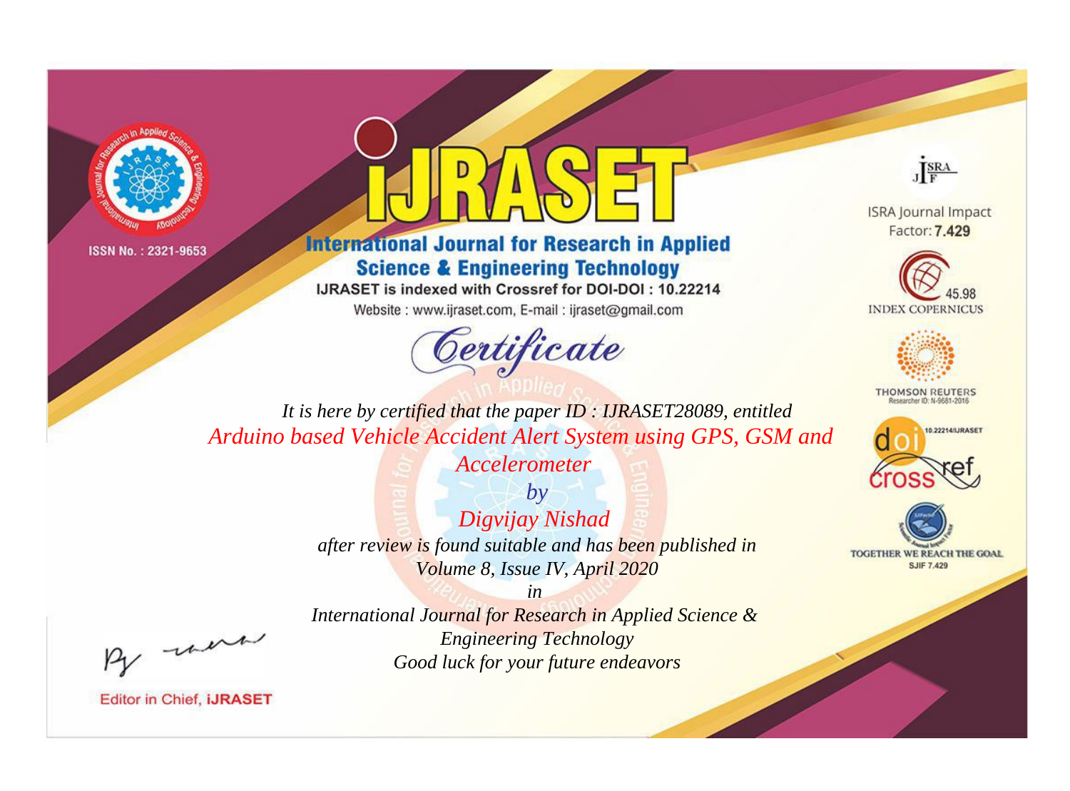ISSN No. : 2321-9653

# iJRASET

## International Journal for Research in Applied Science & Engineering Technology

IJRASET is indexed with Crossref for DOI-DOI : 10.22214

Website : www.ijraset.com, E-mail : ijraset@gmail.com

*Certificate*

*It is here by certified that the paper ID : IJRASET28089, entitled*

*Arduino based Vehicle Accident Alert System using GPS, GSM and Accelerometer*

*by*

*Digvijay Nishad*

*after review is found suitable and has been published in*

*Volume 8, Issue IV, April 2020*

*in*

*International Journal for Research in Applied Science & Engineering Technology*

*Good luck for your future endeavors*

ISRA Journal Impact Factor: **7.429**

45.98 INDEX COPERNICUS

THOMSON REUTERS Researcher ID: N-9681-2016

10.22214/IJRASET

TOGETHER WE REACH THE GOAL SJIF 7.429

Editor in Chief, **iJRASET**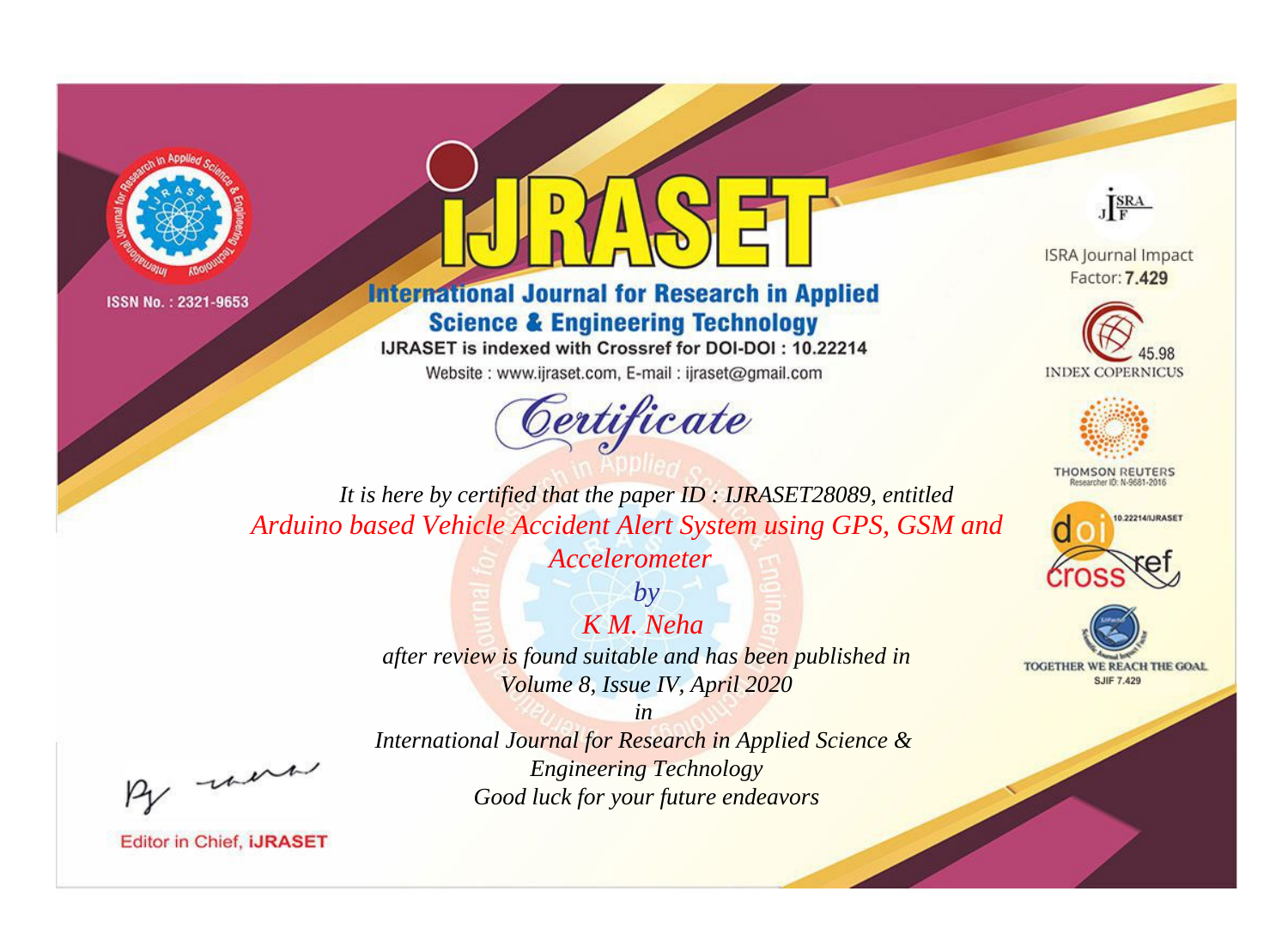ISSN No. : 2321-9653

# IJRASET

## International Journal for Research in Applied Science & Engineering Technology

IJRASET is indexed with Crossref for DOI-DOI : 10.22214

Website : www.ijraset.com, E-mail : ijraset@gmail.com

ISRA Journal Impact Factor: **7.429**

45.98 INDEX COPERNICUS

THOMSON REUTERS Researcher ID: N-9681-2016

10.22214/IJRASET

TOGETHER WE REACH THE GOAL SJIF 7.429

# *Certificate*

*It is here by certified that the paper ID : IJRASET28089, entitled*

*Arduino based Vehicle Accident Alert System using GPS, GSM and Accelerometer*

*by*

*K M. Neha*

*after review is found suitable and has been published in*

*Volume 8, Issue IV, April 2020*

*in*

*International Journal for Research in Applied Science & Engineering Technology*

*Good luck for your future endeavors*

Editor in Chief, **iJRASET**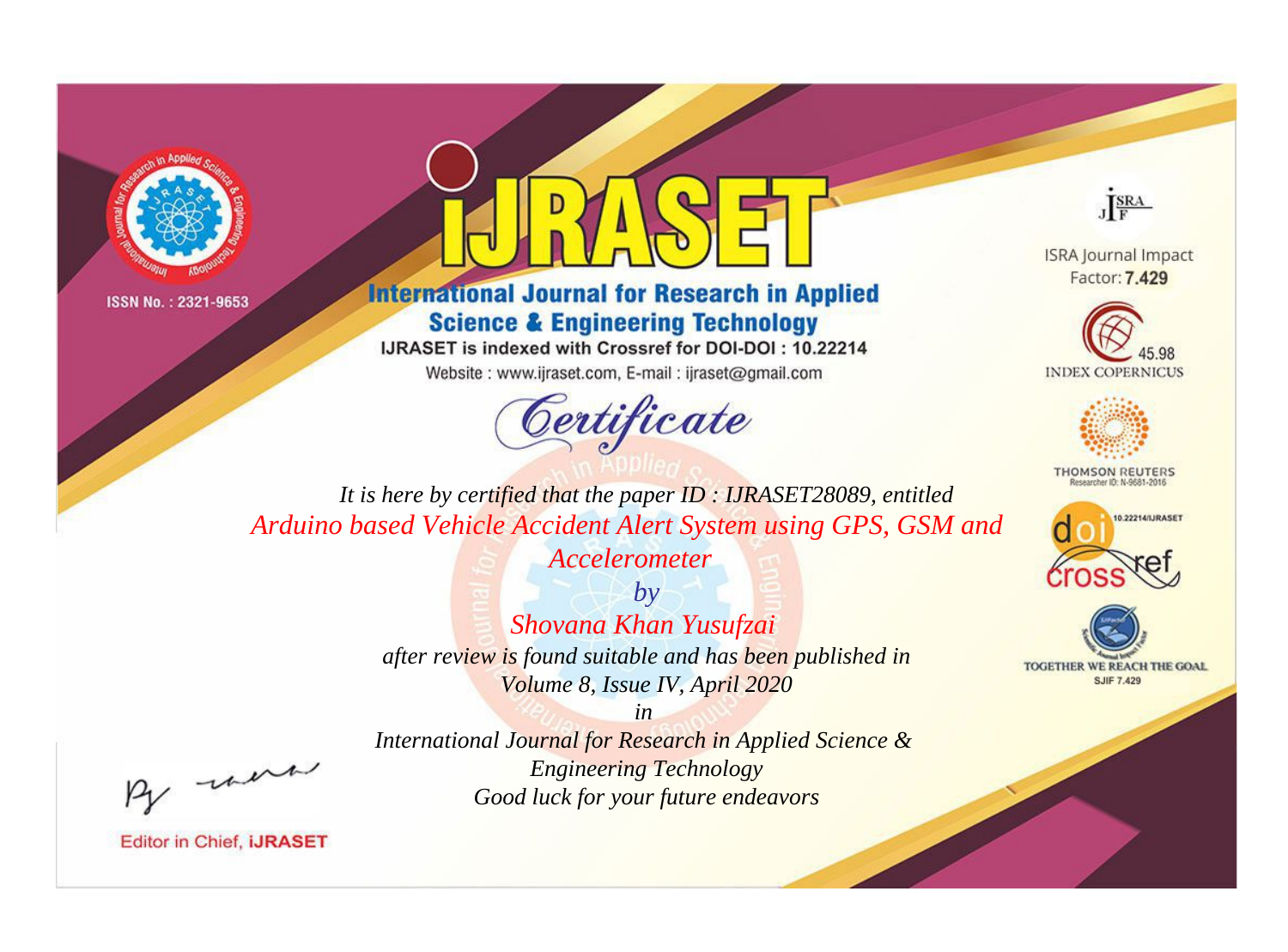ISSN No. : 2321-9653

# IJRASET

## International Journal for Research in Applied Science & Engineering Technology

IJRASET is indexed with Crossref for DOI-DOI : 10.22214

Website : www.ijraset.com, E-mail : ijraset@gmail.com

ISRA Journal Impact Factor: **7.429**

45.98 INDEX COPERNICUS

THOMSON REUTERS Researcher ID: N-9681-2016

10.22214/IJRASET

TOGETHER WE REACH THE GOAL SJIF 7.429

# *Certificate*

*It is here by certified that the paper ID : IJRASET28089, entitled*

*Arduino based Vehicle Accident Alert System using GPS, GSM and Accelerometer*

*by*

*Shovana Khan Yusufzai*

*after review is found suitable and has been published in*

*Volume 8, Issue IV, April 2020*

*in*

*International Journal for Research in Applied Science & Engineering Technology*

*Good luck for your future endeavors*

Editor in Chief, **iJRASET**